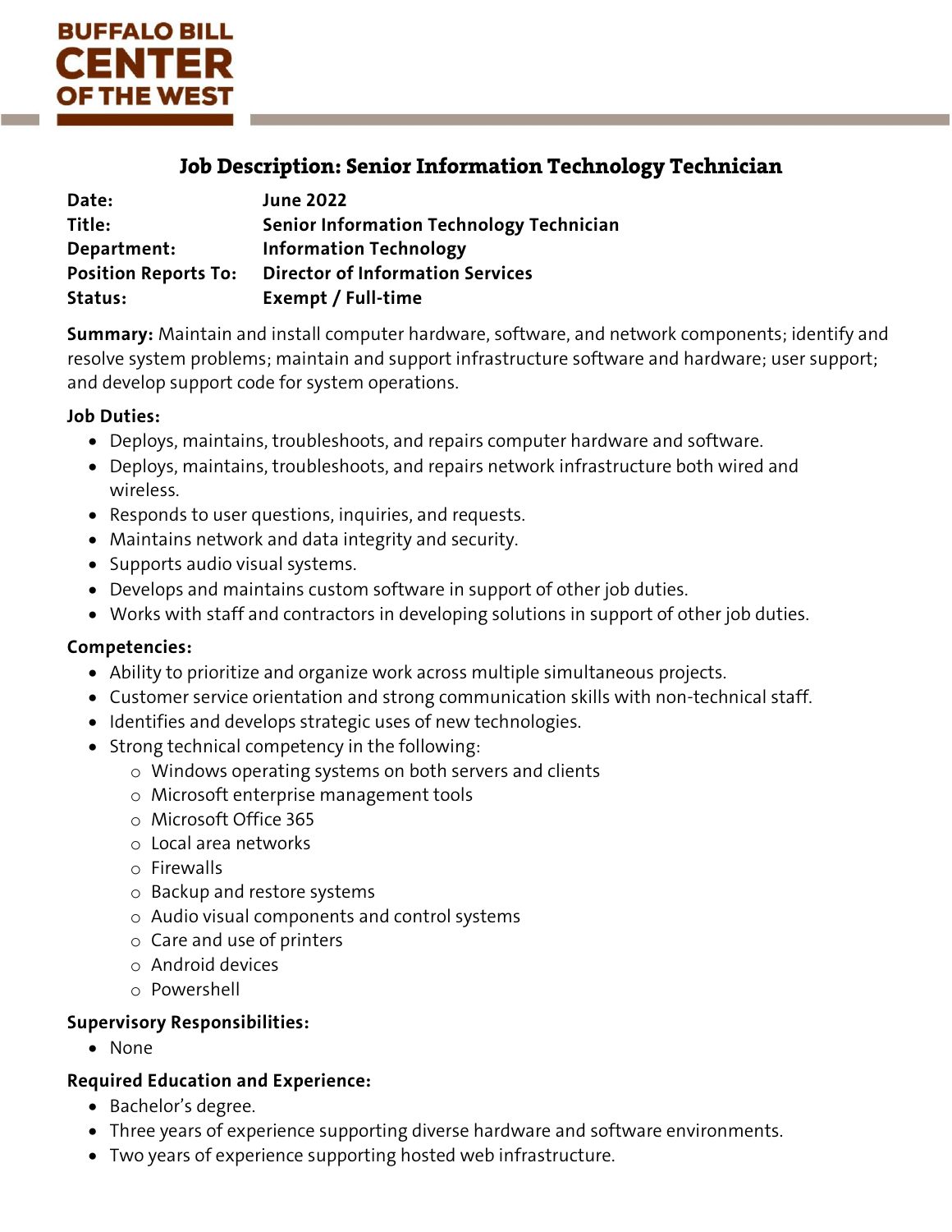BUFFALO BILL
CENTER
OF THE WEST

# Job Description: Senior Information Technology Technician

| | |
|---|---|
| **Date:** | **June 2022** |
| **Title:** | **Senior Information Technology Technician** |
| **Department:** | **Information Technology** |
| **Position Reports To:** | **Director of Information Services** |
| **Status:** | **Exempt / Full-time** |

**Summary:** Maintain and install computer hardware, software, and network components; identify and resolve system problems; maintain and support infrastructure software and hardware; user support; and develop support code for system operations.

**Job Duties:**

- Deploys, maintains, troubleshoots, and repairs computer hardware and software.
- Deploys, maintains, troubleshoots, and repairs network infrastructure both wired and wireless.
- Responds to user questions, inquiries, and requests.
- Maintains network and data integrity and security.
- Supports audio visual systems.
- Develops and maintains custom software in support of other job duties.
- Works with staff and contractors in developing solutions in support of other job duties.

**Competencies:**

- Ability to prioritize and organize work across multiple simultaneous projects.
- Customer service orientation and strong communication skills with non-technical staff.
- Identifies and develops strategic uses of new technologies.
- Strong technical competency in the following:
  - Windows operating systems on both servers and clients
  - Microsoft enterprise management tools
  - Microsoft Office 365
  - Local area networks
  - Firewalls
  - Backup and restore systems
  - Audio visual components and control systems
  - Care and use of printers
  - Android devices
  - Powershell

**Supervisory Responsibilities:**

- None

**Required Education and Experience:**

- Bachelor's degree.
- Three years of experience supporting diverse hardware and software environments.
- Two years of experience supporting hosted web infrastructure.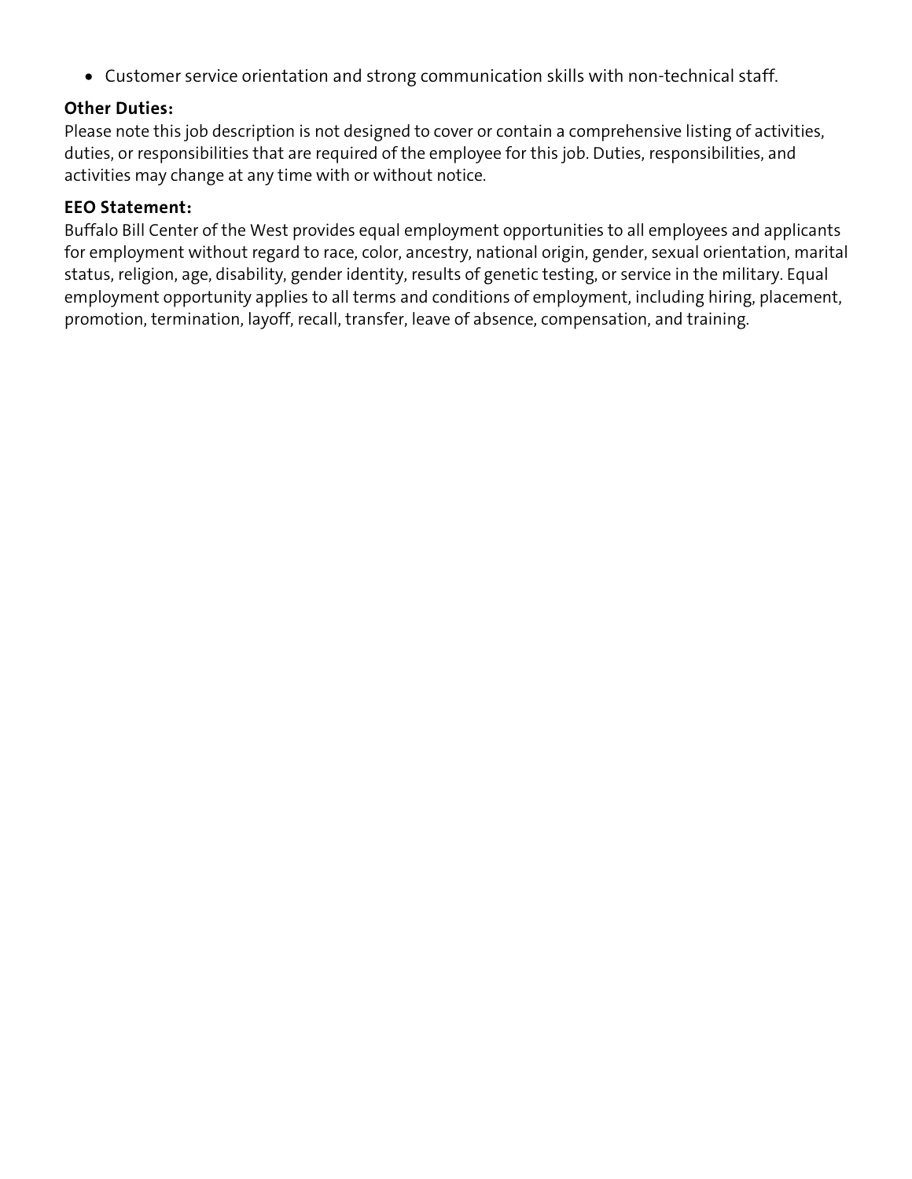- Customer service orientation and strong communication skills with non-technical staff.

**Other Duties:**
Please note this job description is not designed to cover or contain a comprehensive listing of activities, duties, or responsibilities that are required of the employee for this job. Duties, responsibilities, and activities may change at any time with or without notice.

**EEO Statement:**
Buffalo Bill Center of the West provides equal employment opportunities to all employees and applicants for employment without regard to race, color, ancestry, national origin, gender, sexual orientation, marital status, religion, age, disability, gender identity, results of genetic testing, or service in the military. Equal employment opportunity applies to all terms and conditions of employment, including hiring, placement, promotion, termination, layoff, recall, transfer, leave of absence, compensation, and training.